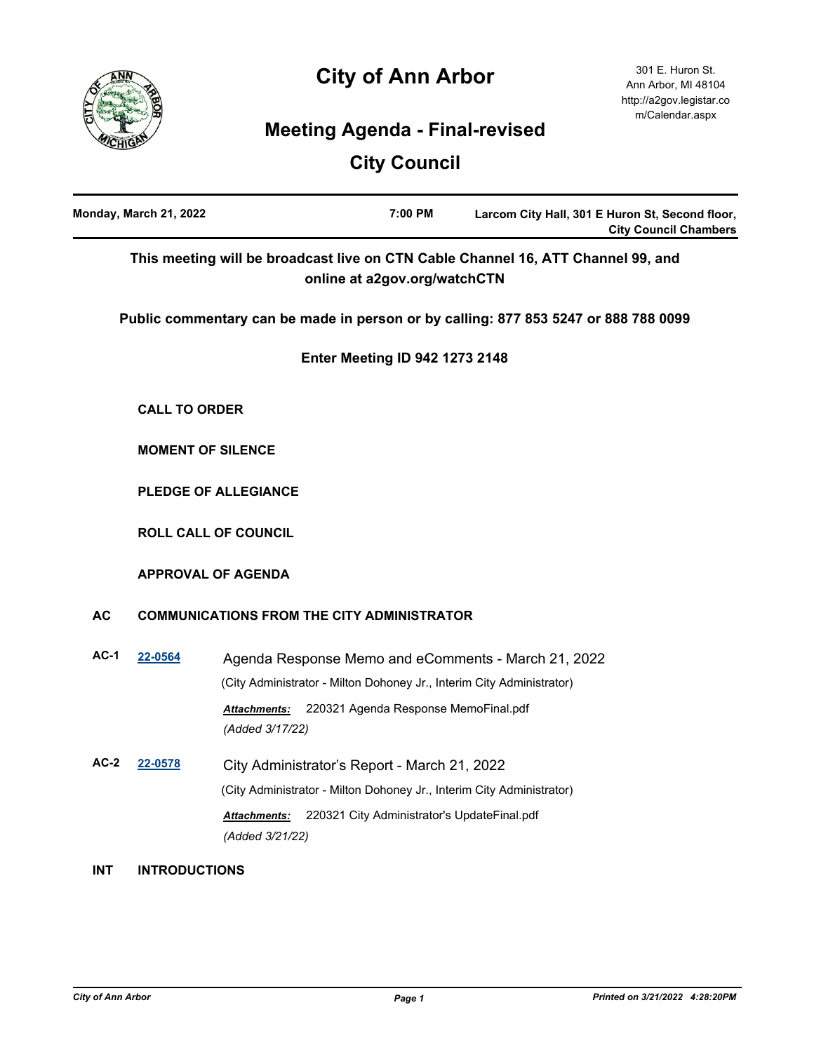# City of Ann Arbor

301 E. Huron St.
Ann Arbor, MI 48104
http://a2gov.legistar.com/Calendar.aspx

## Meeting Agenda - Final-revised

## City Council

**Monday, March 21, 2022** | **7:00 PM** | **Larcom City Hall, 301 E Huron St, Second floor, City Council Chambers**

**This meeting will be broadcast live on CTN Cable Channel 16, ATT Channel 99, and online at a2gov.org/watchCTN**

**Public commentary can be made in person or by calling: 877 853 5247 or 888 788 0099**

**Enter Meeting ID 942 1273 2148**

**CALL TO ORDER**

**MOMENT OF SILENCE**

**PLEDGE OF ALLEGIANCE**

**ROLL CALL OF COUNCIL**

**APPROVAL OF AGENDA**

**AC COMMUNICATIONS FROM THE CITY ADMINISTRATOR**

**AC-1** **22-0564** Agenda Response Memo and eComments - March 21, 2022

(City Administrator - Milton Dohoney Jr., Interim City Administrator)

***Attachments:*** 220321 Agenda Response MemoFinal.pdf

*(Added 3/17/22)*

**AC-2** **22-0578** City Administrator's Report - March 21, 2022

(City Administrator - Milton Dohoney Jr., Interim City Administrator)

***Attachments:*** 220321 City Administrator's UpdateFinal.pdf

*(Added 3/21/22)*

**INT INTRODUCTIONS**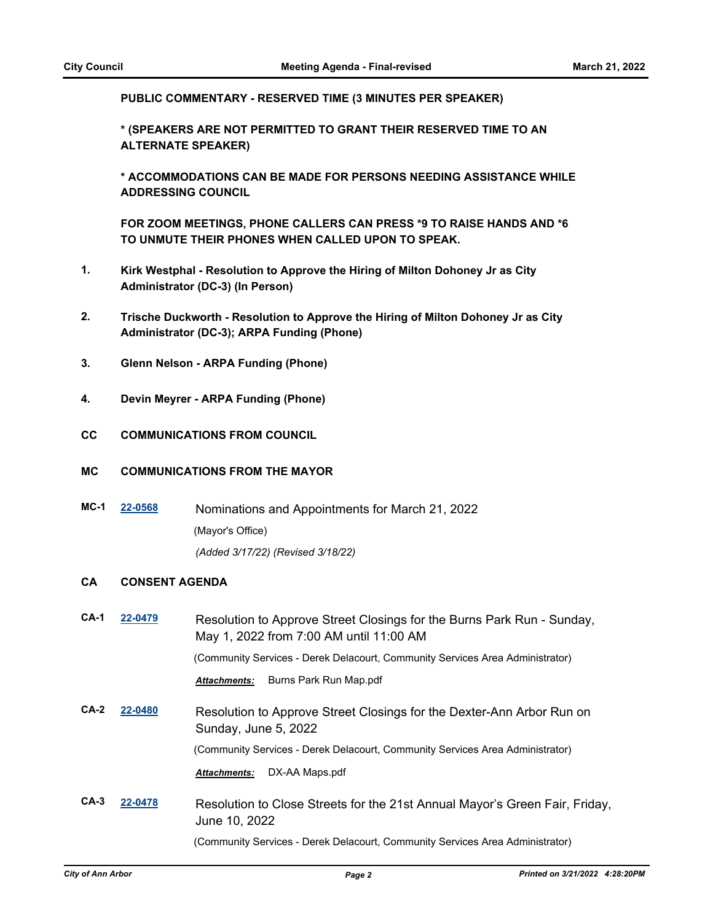**PUBLIC COMMENTARY - RESERVED TIME (3 MINUTES PER SPEAKER)**

**\* (SPEAKERS ARE NOT PERMITTED TO GRANT THEIR RESERVED TIME TO AN ALTERNATE SPEAKER)**

**\* ACCOMMODATIONS CAN BE MADE FOR PERSONS NEEDING ASSISTANCE WHILE ADDRESSING COUNCIL**

**FOR ZOOM MEETINGS, PHONE CALLERS CAN PRESS \*9 TO RAISE HANDS AND \*6 TO UNMUTE THEIR PHONES WHEN CALLED UPON TO SPEAK.**

**1.** **Kirk Westphal - Resolution to Approve the Hiring of Milton Dohoney Jr as City Administrator (DC-3) (In Person)**

**2.** **Trische Duckworth - Resolution to Approve the Hiring of Milton Dohoney Jr as City Administrator (DC-3); ARPA Funding (Phone)**

**3.** **Glenn Nelson - ARPA Funding (Phone)**

**4.** **Devin Meyrer - ARPA Funding (Phone)**

## CC COMMUNICATIONS FROM COUNCIL

## MC COMMUNICATIONS FROM THE MAYOR

**MC-1** **22-0568** Nominations and Appointments for March 21, 2022

(Mayor's Office)

*(Added 3/17/22) (Revised 3/18/22)*

## CA CONSENT AGENDA

**CA-1** **22-0479** Resolution to Approve Street Closings for the Burns Park Run - Sunday, May 1, 2022 from 7:00 AM until 11:00 AM

(Community Services - Derek Delacourt, Community Services Area Administrator)

***Attachments:*** Burns Park Run Map.pdf

**CA-2** **22-0480** Resolution to Approve Street Closings for the Dexter-Ann Arbor Run on Sunday, June 5, 2022

(Community Services - Derek Delacourt, Community Services Area Administrator)

***Attachments:*** DX-AA Maps.pdf

**CA-3** **22-0478** Resolution to Close Streets for the 21st Annual Mayor's Green Fair, Friday, June 10, 2022

(Community Services - Derek Delacourt, Community Services Area Administrator)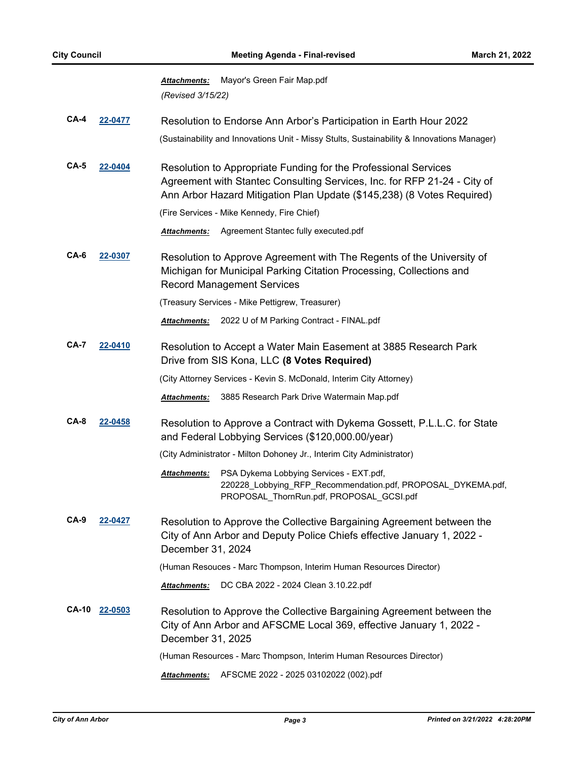***Attachments:*** Mayor's Green Fair Map.pdf

*(Revised 3/15/22)*

**CA-4** **22-0477** Resolution to Endorse Ann Arbor's Participation in Earth Hour 2022

(Sustainability and Innovations Unit - Missy Stults, Sustainability & Innovations Manager)

**CA-5** **22-0404** Resolution to Appropriate Funding for the Professional Services Agreement with Stantec Consulting Services, Inc. for RFP 21-24 - City of Ann Arbor Hazard Mitigation Plan Update ($145,238) (8 Votes Required)

(Fire Services - Mike Kennedy, Fire Chief)

***Attachments:*** Agreement Stantec fully executed.pdf

**CA-6** **22-0307** Resolution to Approve Agreement with The Regents of the University of Michigan for Municipal Parking Citation Processing, Collections and Record Management Services

(Treasury Services - Mike Pettigrew, Treasurer)

***Attachments:*** 2022 U of M Parking Contract - FINAL.pdf

**CA-7** **22-0410** Resolution to Accept a Water Main Easement at 3885 Research Park Drive from SIS Kona, LLC **(8 Votes Required)**

(City Attorney Services - Kevin S. McDonald, Interim City Attorney)

***Attachments:*** 3885 Research Park Drive Watermain Map.pdf

**CA-8** **22-0458** Resolution to Approve a Contract with Dykema Gossett, P.L.L.C. for State and Federal Lobbying Services ($120,000.00/year)

(City Administrator - Milton Dohoney Jr., Interim City Administrator)

***Attachments:*** PSA Dykema Lobbying Services - EXT.pdf, 220228_Lobbying_RFP_Recommendation.pdf, PROPOSAL_DYKEMA.pdf, PROPOSAL_ThornRun.pdf, PROPOSAL_GCSI.pdf

**CA-9** **22-0427** Resolution to Approve the Collective Bargaining Agreement between the City of Ann Arbor and Deputy Police Chiefs effective January 1, 2022 - December 31, 2024

(Human Resouces - Marc Thompson, Interim Human Resources Director)

***Attachments:*** DC CBA 2022 - 2024 Clean 3.10.22.pdf

**CA-10** **22-0503** Resolution to Approve the Collective Bargaining Agreement between the City of Ann Arbor and AFSCME Local 369, effective January 1, 2022 - December 31, 2025

(Human Resources - Marc Thompson, Interim Human Resources Director)

***Attachments:*** AFSCME 2022 - 2025 03102022 (002).pdf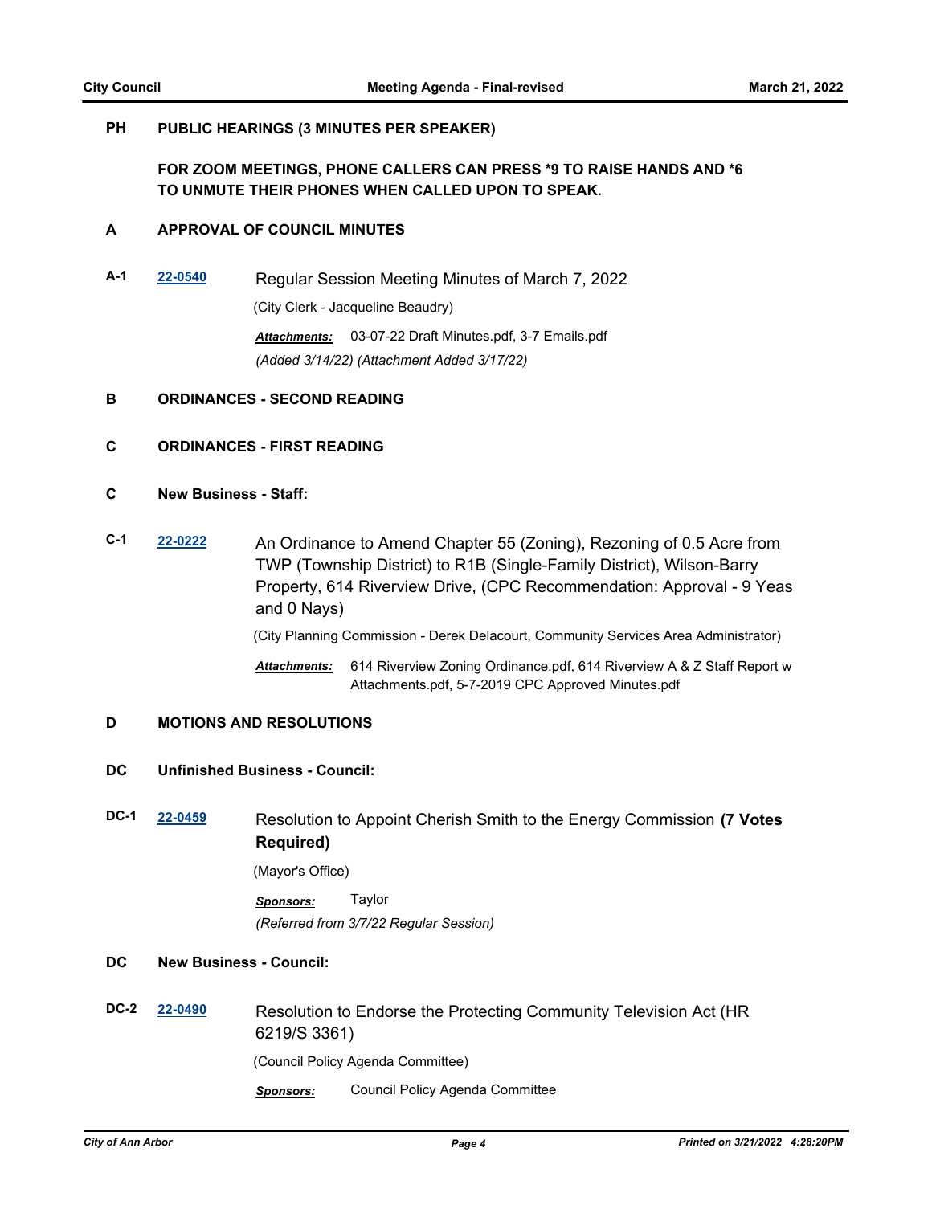## PH PUBLIC HEARINGS (3 MINUTES PER SPEAKER)

**FOR ZOOM MEETINGS, PHONE CALLERS CAN PRESS *9 TO RAISE HANDS AND *6 TO UNMUTE THEIR PHONES WHEN CALLED UPON TO SPEAK.**

## A APPROVAL OF COUNCIL MINUTES

**A-1** **22-0540** Regular Session Meeting Minutes of March 7, 2022

(City Clerk - Jacqueline Beaudry)

***Attachments:*** 03-07-22 Draft Minutes.pdf, 3-7 Emails.pdf

*(Added 3/14/22) (Attachment Added 3/17/22)*

## B ORDINANCES - SECOND READING

## C ORDINANCES - FIRST READING

## C New Business - Staff:

**C-1** **22-0222** An Ordinance to Amend Chapter 55 (Zoning), Rezoning of 0.5 Acre from TWP (Township District) to R1B (Single-Family District), Wilson-Barry Property, 614 Riverview Drive, (CPC Recommendation: Approval - 9 Yeas and 0 Nays)

(City Planning Commission - Derek Delacourt, Community Services Area Administrator)

***Attachments:*** 614 Riverview Zoning Ordinance.pdf, 614 Riverview A & Z Staff Report w Attachments.pdf, 5-7-2019 CPC Approved Minutes.pdf

## D MOTIONS AND RESOLUTIONS

## DC Unfinished Business - Council:

**DC-1** **22-0459** Resolution to Appoint Cherish Smith to the Energy Commission **(7 Votes Required)**

(Mayor's Office)

***Sponsors:*** Taylor

*(Referred from 3/7/22 Regular Session)*

## DC New Business - Council:

**DC-2** **22-0490** Resolution to Endorse the Protecting Community Television Act (HR 6219/S 3361)

(Council Policy Agenda Committee)

***Sponsors:*** Council Policy Agenda Committee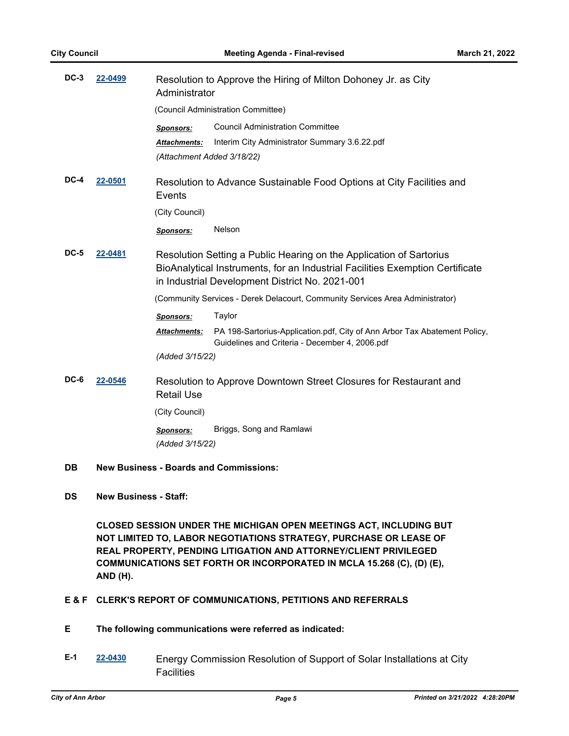**DC-3** **22-0499** Resolution to Approve the Hiring of Milton Dohoney Jr. as City Administrator

(Council Administration Committee)

***Sponsors:*** Council Administration Committee

***Attachments:*** Interim City Administrator Summary 3.6.22.pdf

*(Attachment Added 3/18/22)*

**DC-4** **22-0501** Resolution to Advance Sustainable Food Options at City Facilities and Events

(City Council)

***Sponsors:*** Nelson

**DC-5** **22-0481** Resolution Setting a Public Hearing on the Application of Sartorius BioAnalytical Instruments, for an Industrial Facilities Exemption Certificate in Industrial Development District No. 2021-001

(Community Services - Derek Delacourt, Community Services Area Administrator)

***Sponsors:*** Taylor

***Attachments:*** PA 198-Sartorius-Application.pdf, City of Ann Arbor Tax Abatement Policy, Guidelines and Criteria - December 4, 2006.pdf

*(Added 3/15/22)*

**DC-6** **22-0546** Resolution to Approve Downtown Street Closures for Restaurant and Retail Use

(City Council)

***Sponsors:*** Briggs, Song and Ramlawi

*(Added 3/15/22)*

**DB New Business - Boards and Commissions:**

**DS New Business - Staff:**

**CLOSED SESSION UNDER THE MICHIGAN OPEN MEETINGS ACT, INCLUDING BUT NOT LIMITED TO, LABOR NEGOTIATIONS STRATEGY, PURCHASE OR LEASE OF REAL PROPERTY, PENDING LITIGATION AND ATTORNEY/CLIENT PRIVILEGED COMMUNICATIONS SET FORTH OR INCORPORATED IN MCLA 15.268 (C), (D) (E), AND (H).**

**E & F CLERK'S REPORT OF COMMUNICATIONS, PETITIONS AND REFERRALS**

**E The following communications were referred as indicated:**

**E-1** **22-0430** Energy Commission Resolution of Support of Solar Installations at City Facilities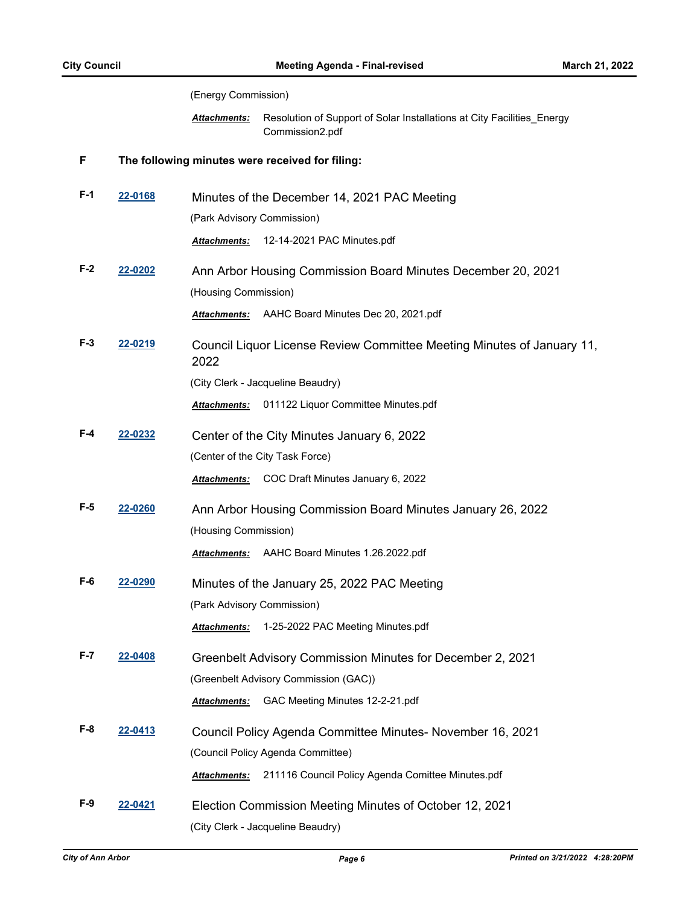(Energy Commission)

***Attachments:*** Resolution of Support of Solar Installations at City Facilities_Energy Commission2.pdf

## F The following minutes were received for filing:

**F-1** **22-0168** Minutes of the December 14, 2021 PAC Meeting

(Park Advisory Commission)

***Attachments:*** 12-14-2021 PAC Minutes.pdf

**F-2** **22-0202** Ann Arbor Housing Commission Board Minutes December 20, 2021

(Housing Commission)

***Attachments:*** AAHC Board Minutes Dec 20, 2021.pdf

**F-3** **22-0219** Council Liquor License Review Committee Meeting Minutes of January 11, 2022

(City Clerk - Jacqueline Beaudry)

***Attachments:*** 011122 Liquor Committee Minutes.pdf

**F-4** **22-0232** Center of the City Minutes January 6, 2022

(Center of the City Task Force)

***Attachments:*** COC Draft Minutes January 6, 2022

**F-5** **22-0260** Ann Arbor Housing Commission Board Minutes January 26, 2022

(Housing Commission)

***Attachments:*** AAHC Board Minutes 1.26.2022.pdf

**F-6** **22-0290** Minutes of the January 25, 2022 PAC Meeting

(Park Advisory Commission)

***Attachments:*** 1-25-2022 PAC Meeting Minutes.pdf

**F-7** **22-0408** Greenbelt Advisory Commission Minutes for December 2, 2021

(Greenbelt Advisory Commission (GAC))

***Attachments:*** GAC Meeting Minutes 12-2-21.pdf

**F-8** **22-0413** Council Policy Agenda Committee Minutes- November 16, 2021

(Council Policy Agenda Committee)

***Attachments:*** 211116 Council Policy Agenda Comittee Minutes.pdf

**F-9** **22-0421** Election Commission Meeting Minutes of October 12, 2021

(City Clerk - Jacqueline Beaudry)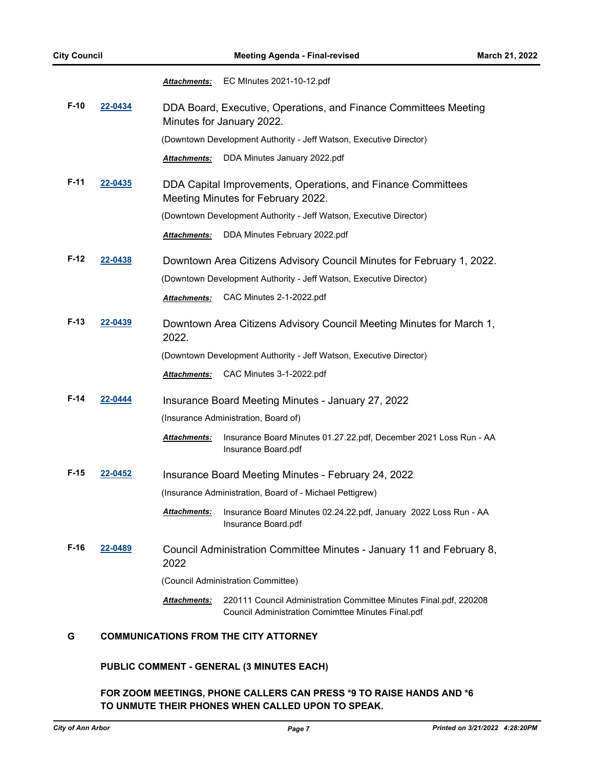***Attachments:*** EC MInutes 2021-10-12.pdf

**F-10** **22-0434** DDA Board, Executive, Operations, and Finance Committees Meeting Minutes for January 2022.

(Downtown Development Authority - Jeff Watson, Executive Director)

***Attachments:*** DDA Minutes January 2022.pdf

**F-11** **22-0435** DDA Capital Improvements, Operations, and Finance Committees Meeting Minutes for February 2022.

(Downtown Development Authority - Jeff Watson, Executive Director)

***Attachments:*** DDA Minutes February 2022.pdf

**F-12** **22-0438** Downtown Area Citizens Advisory Council Minutes for February 1, 2022.

(Downtown Development Authority - Jeff Watson, Executive Director)

***Attachments:*** CAC Minutes 2-1-2022.pdf

**F-13** **22-0439** Downtown Area Citizens Advisory Council Meeting Minutes for March 1, 2022.

(Downtown Development Authority - Jeff Watson, Executive Director)

***Attachments:*** CAC Minutes 3-1-2022.pdf

**F-14** **22-0444** Insurance Board Meeting Minutes - January 27, 2022

(Insurance Administration, Board of)

***Attachments:*** Insurance Board Minutes 01.27.22.pdf, December 2021 Loss Run - AA Insurance Board.pdf

**F-15** **22-0452** Insurance Board Meeting Minutes - February 24, 2022

(Insurance Administration, Board of - Michael Pettigrew)

***Attachments:*** Insurance Board Minutes 02.24.22.pdf, January 2022 Loss Run - AA Insurance Board.pdf

**F-16** **22-0489** Council Administration Committee Minutes - January 11 and February 8, 2022

(Council Administration Committee)

***Attachments:*** 220111 Council Administration Committee Minutes Final.pdf, 220208 Council Administration Comimttee Minutes Final.pdf

## G COMMUNICATIONS FROM THE CITY ATTORNEY

**PUBLIC COMMENT - GENERAL (3 MINUTES EACH)**

**FOR ZOOM MEETINGS, PHONE CALLERS CAN PRESS *9 TO RAISE HANDS AND *6 TO UNMUTE THEIR PHONES WHEN CALLED UPON TO SPEAK.**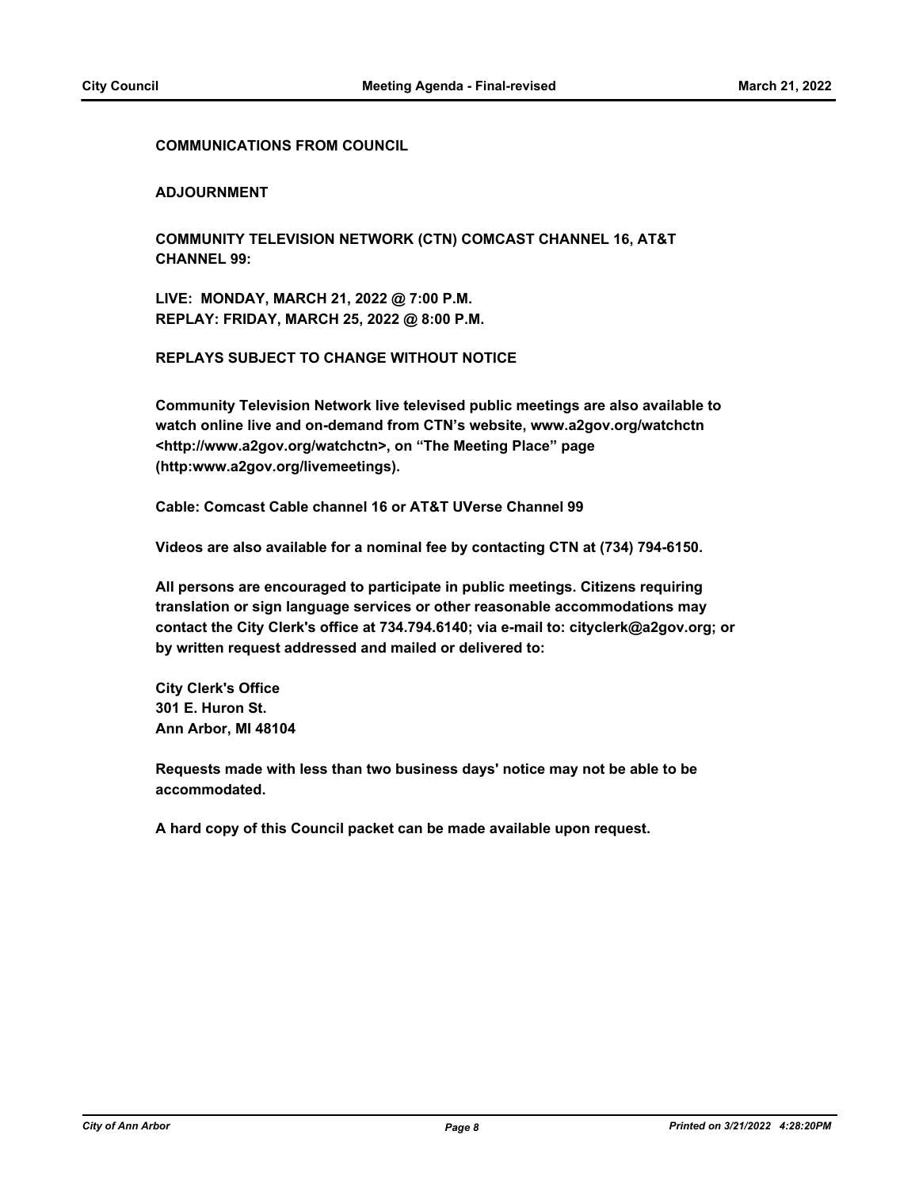**COMMUNICATIONS FROM COUNCIL**

**ADJOURNMENT**

**COMMUNITY TELEVISION NETWORK (CTN) COMCAST CHANNEL 16, AT&T CHANNEL 99:**

**LIVE: MONDAY, MARCH 21, 2022 @ 7:00 P.M.**
**REPLAY: FRIDAY, MARCH 25, 2022 @ 8:00 P.M.**

**REPLAYS SUBJECT TO CHANGE WITHOUT NOTICE**

**Community Television Network live televised public meetings are also available to watch online live and on-demand from CTN's website, www.a2gov.org/watchctn <http://www.a2gov.org/watchctn>, on "The Meeting Place" page (http:www.a2gov.org/livemeetings).**

**Cable: Comcast Cable channel 16 or AT&T UVerse Channel 99**

**Videos are also available for a nominal fee by contacting CTN at (734) 794-6150.**

**All persons are encouraged to participate in public meetings. Citizens requiring translation or sign language services or other reasonable accommodations may contact the City Clerk's office at 734.794.6140; via e-mail to: cityclerk@a2gov.org; or by written request addressed and mailed or delivered to:**

**City Clerk's Office**
**301 E. Huron St.**
**Ann Arbor, MI 48104**

**Requests made with less than two business days' notice may not be able to be accommodated.**

**A hard copy of this Council packet can be made available upon request.**